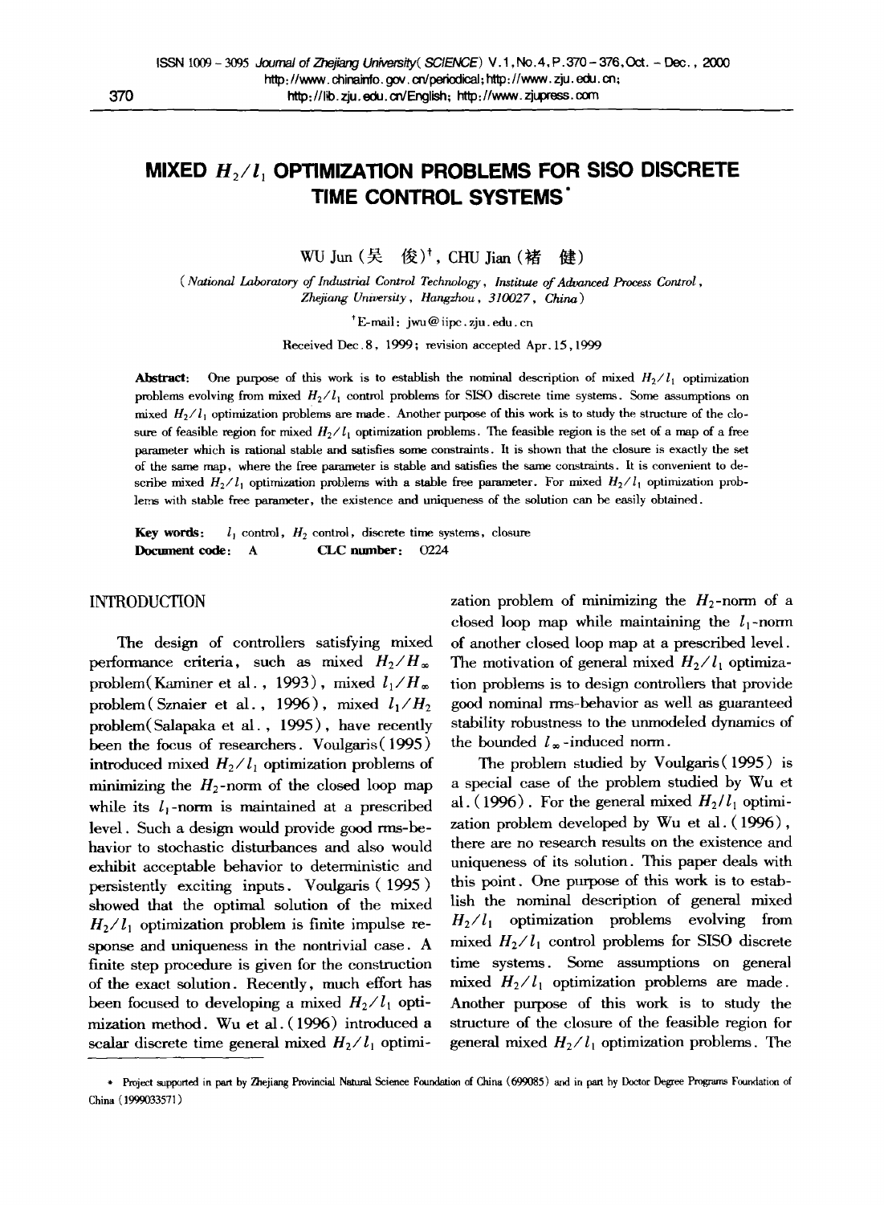# MIXED $H_2/l_1$ OPTIMIZATION PROBLEMS FOR SISO DISCRETE TIME CONTROL SYSTEMS*

WU Jun (吴 俊)[†], CHU Jian (褚 健)

(*National Laboratory of Industrial Control Technology, Institute of Advanced Process Control, Zhejiang University, Hangzhou, 310027, China*)

[†]E-mail: jwu@iipc.zju.edu.cn

Received Dec.8, 1999; revision accepted Apr.15,1999

**Abstract**: One purpose of this work is to establish the nominal description of mixed $H_2/l_1$ optimization problems evolving from mixed $H_2/l_1$ control problems for SISO discrete time systems. Some assumptions on mixed $H_2/l_1$ optimization problems are made. Another purpose of this work is to study the structure of the closure of feasible region for mixed $H_2/l_1$ optimization problems. The feasible region is the set of a map of a free parameter which is rational stable and satisfies some constraints. It is shown that the closure is exactly the set of the same map, where the free parameter is stable and satisfies the same constraints. It is convenient to describe mixed $H_2/l_1$ optimization problems with a stable free parameter. For mixed $H_2/l_1$ optimization problems with stable free parameter, the existence and uniqueness of the solution can be easily obtained.

**Key words**: $l_1$ control, $H_2$ control, discrete time systems, closure

**Document code**: A **CLC number**: O224

## INTRODUCTION

The design of controllers satisfying mixed performance criteria, such as mixed $H_2/H_\infty$ problem (Kaminer et al., 1993), mixed $l_1/H_\infty$ problem (Sznaier et al., 1996), mixed $l_1/H_2$ problem (Salapaka et al., 1995), have recently been the focus of researchers. Voulgaris (1995) introduced mixed $H_2/l_1$ optimization problems of minimizing the $H_2$-norm of the closed loop map while its $l_1$-norm is maintained at a prescribed level. Such a design would provide good rms-behavior to stochastic disturbances and also would exhibit acceptable behavior to deterministic and persistently exciting inputs. Voulgaris (1995) showed that the optimal solution of the mixed $H_2/l_1$ optimization problem is finite impulse response and uniqueness in the nontrivial case. A finite step procedure is given for the construction of the exact solution. Recently, much effort has been focused to developing a mixed $H_2/l_1$ optimization method. Wu et al. (1996) introduced a scalar discrete time general mixed $H_2/l_1$ optimization problem of minimizing the $H_2$-norm of a closed loop map while maintaining the $l_1$-norm of another closed loop map at a prescribed level. The motivation of general mixed $H_2/l_1$ optimization problems is to design controllers that provide good nominal rms-behavior as well as guaranteed stability robustness to the unmodeled dynamics of the bounded $l_\infty$-induced norm.

The problem studied by Voulgaris (1995) is a special case of the problem studied by Wu et al. (1996). For the general mixed $H_2/l_1$ optimization problem developed by Wu et al. (1996), there are no research results on the existence and uniqueness of its solution. This paper deals with this point. One purpose of this work is to establish the nominal description of general mixed $H_2/l_1$ optimization problems evolving from mixed $H_2/l_1$ control problems for SISO discrete time systems. Some assumptions on general mixed $H_2/l_1$ optimization problems are made. Another purpose of this work is to study the structure of the closure of the feasible region for general mixed $H_2/l_1$ optimization problems. The

\* Project supported in part by Zhejiang Provincial Natural Science Foundation of China (699085) and in part by Doctor Degree Programs Foundation of China (1999033571)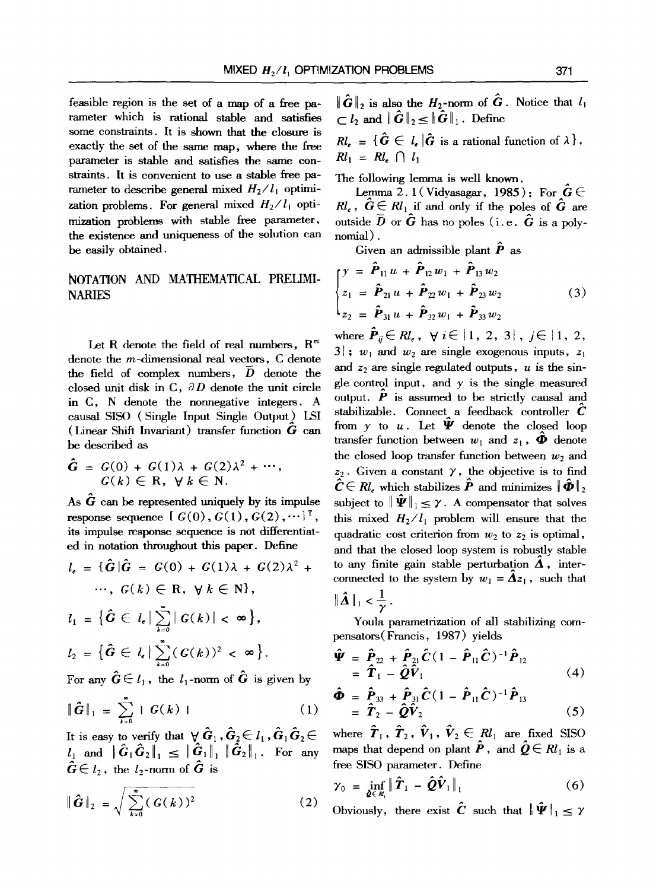feasible region is the set of a map of a free parameter which is rational stable and satisfies some constraints. It is shown that the closure is exactly the set of the same map, where the free parameter is stable and satisfies the same constraints. It is convenient to use a stable free parameter to describe general mixed $H_2/l_1$ optimization problems. For general mixed $H_2/l_1$ optimization problems with stable free parameter, the existence and uniqueness of the solution can be easily obtained.

## NOTATION AND MATHEMATICAL PRELIMINARIES

Let R denote the field of real numbers, $R^m$ denote the $m$-dimensional real vectors, C denote the field of complex numbers, $\bar{D}$ denote the closed unit disk in C, $\partial D$ denote the unit circle in C, N denote the nonnegative integers. A causal SISO (Single Input Single Output) LSI (Linear Shift Invariant) transfer function $\hat{G}$ can be described as

$$\hat{G} = G(0) + G(1)\lambda + G(2)\lambda^2 + \cdots,$$
$$G(k) \in R, \ \forall k \in N.$$

As $\hat{G}$ can be represented uniquely by its impulse response sequence $[G(0), G(1), G(2), \cdots]^T$, its impulse response sequence is not differentiated in notation throughout this paper. Define

$$l_e = \{\hat{G} \mid \hat{G} = G(0) + G(1)\lambda + G(2)\lambda^2 + \cdots, G(k) \in R, \ \forall k \in N\},$$

$$l_1 = \{\hat{G} \in l_e \mid \sum_{k=0}^{\infty} |G(k)| < \infty\},$$

$$l_2 = \{\hat{G} \in l_e \mid \sum_{k=0}^{\infty} (G(k))^2 < \infty\}.$$

For any $\hat{G} \in l_1$, the $l_1$-norm of $\hat{G}$ is given by

$$\|\hat{G}\|_1 = \sum_{k=0}^{\infty} |G(k)| \tag{1}$$

It is easy to verify that $\forall \hat{G}_1, \hat{G}_2 \in l_1, \hat{G}_1\hat{G}_2 \in l_1$ and $\|\hat{G}_1\hat{G}_2\|_1 \le \|\hat{G}_1\|_1 \|\hat{G}_2\|_1$. For any $\hat{G} \in l_2$, the $l_2$-norm of $\hat{G}$ is

$$\|\hat{G}\|_2 = \sqrt{\sum_{k=0}^{\infty} (G(k))^2} \tag{2}$$

$\|\hat{G}\|_2$ is also the $H_2$-norm of $\hat{G}$. Notice that $l_1 \subset l_2$ and $\|\hat{G}\|_2 \le \|\hat{G}\|_1$. Define

$$Rl_e = \{\hat{G} \in l_e \mid \hat{G} \text{ is a rational function of } \lambda\},$$
$$Rl_1 = Rl_e \cap l_1$$

The following lemma is well known.

Lemma 2.1 (Vidyasagar, 1985): For $\hat{G} \in Rl_e$, $\hat{G} \in Rl_1$ if and only if the poles of $\hat{G}$ are outside $\bar{D}$ or $\hat{G}$ has no poles (i.e. $\hat{G}$ is a polynomial).

Given an admissible plant $\hat{P}$ as

$$\begin{cases} y = \hat{P}_{11}u + \hat{P}_{12}w_1 + \hat{P}_{13}w_2 \\ z_1 = \hat{P}_{21}u + \hat{P}_{22}w_1 + \hat{P}_{23}w_2 \\ z_2 = \hat{P}_{31}u + \hat{P}_{32}w_1 + \hat{P}_{33}w_2 \end{cases} \tag{3}$$

where $\hat{P}_{ij} \in Rl_e$, $\forall i \in \{1, 2, 3\}$, $j \in \{1, 2, 3\}$; $w_1$ and $w_2$ are single exogenous inputs, $z_1$ and $z_2$ are single regulated outputs, $u$ is the single control input, and $y$ is the single measured output. $\hat{P}$ is assumed to be strictly causal and stabilizable. Connect a feedback controller $\hat{C}$ from $y$ to $u$. Let $\hat{\Psi}$ denote the closed loop transfer function between $w_1$ and $z_1$, $\hat{\Phi}$ denote the closed loop transfer function between $w_2$ and $z_2$. Given a constant $\gamma$, the objective is to find $\hat{C} \in Rl_e$ which stabilizes $\hat{P}$ and minimizes $\|\hat{\Phi}\|_2$ subject to $\|\hat{\Psi}\|_1 \le \gamma$. A compensator that solves this mixed $H_2/l_1$ problem will ensure that the quadratic cost criterion from $w_2$ to $z_2$ is optimal, and that the closed loop system is robustly stable to any finite gain stable perturbation $\hat{\Delta}$, interconnected to the system by $w_1 = \hat{\Delta}z_1$, such that $\|\hat{\Delta}\|_1 < \frac{1}{\gamma}$.

Youla parametrization of all stabilizing compensators (Francis, 1987) yields

$$\hat{\Psi} = \hat{P}_{22} + \hat{P}_{21}\hat{C}(1 - \hat{P}_{11}\hat{C})^{-1}\hat{P}_{12} = \hat{T}_1 - \hat{Q}\hat{V}_1 \tag{4}$$

$$\hat{\Phi} = \hat{P}_{33} + \hat{P}_{31}\hat{C}(1 - \hat{P}_{11}\hat{C})^{-1}\hat{P}_{13} = \hat{T}_2 - \hat{Q}\hat{V}_2 \tag{5}$$

where $\hat{T}_1$, $\hat{T}_2$, $\hat{V}_1$, $\hat{V}_2 \in Rl_1$ are fixed SISO maps that depend on plant $\hat{P}$, and $\hat{Q} \in Rl_1$ is a free SISO parameter. Define

$$\gamma_0 = \inf_{\hat{Q} \in Rl_1} \|\hat{T}_1 - \hat{Q}\hat{V}_1\|_1 \tag{6}$$

Obviously, there exist $\hat{C}$ such that $\|\hat{\Psi}\|_1 \le \gamma$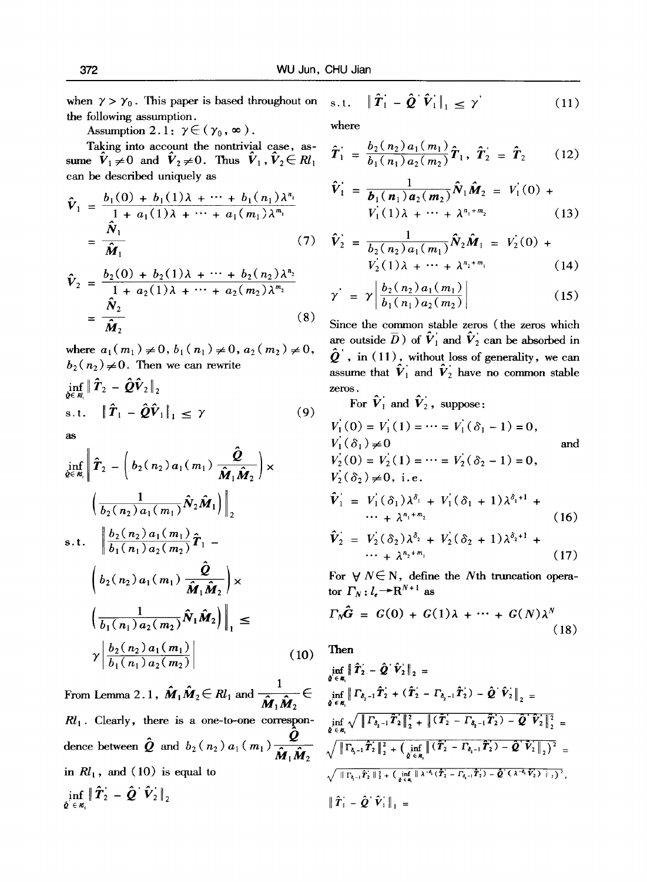when $\gamma > \gamma_0$. This paper is based throughout on the following assumption.

Assumption 2.1: $\gamma \in (\gamma_0, \infty)$.

Taking into account the nontrivial case, assume $\hat{V}_1 \neq 0$ and $\hat{V}_2 \neq 0$. Thus $\hat{V}_1, \hat{V}_2 \in Rl_1$ can be described uniquely as

$$\hat{V}_1 = \frac{b_1(0) + b_1(1)\lambda + \cdots + b_1(n_1)\lambda^{n_1}}{1 + a_1(1)\lambda + \cdots + a_1(m_1)\lambda^{m_1}} = \frac{\hat{N}_1}{\hat{M}_1} \tag{7}$$

$$\hat{V}_2 = \frac{b_2(0) + b_2(1)\lambda + \cdots + b_2(n_2)\lambda^{n_2}}{1 + a_2(1)\lambda + \cdots + a_2(m_2)\lambda^{m_2}} = \frac{\hat{N}_2}{\hat{M}_2} \tag{8}$$

where $a_1(m_1) \neq 0$, $b_1(n_1) \neq 0$, $a_2(m_2) \neq 0$, $b_2(n_2) \neq 0$. Then we can rewrite

$$\inf_{\hat{Q} \in Rl_1} \| \hat{T}_2 - \hat{Q}\hat{V}_2 \|_2$$
$$\text{s.t.} \quad \| \hat{T}_1 - \hat{Q}\hat{V}_1 \|_1 \leq \gamma \tag{9}$$

as

$$\inf_{\hat{Q} \in Rl_1} \left\| \hat{T}_2 - \left( b_2(n_2) a_1(m_1) \frac{\hat{Q}}{\hat{M}_1 \hat{M}_2} \right) \times \left( \frac{1}{b_2(n_2) a_1(m_1)} \hat{N}_2 \hat{M}_1 \right) \right\|_2$$

$$\text{s.t.} \quad \left\| \frac{b_2(n_2) a_1(m_1)}{b_1(n_1) a_2(m_2)} \hat{T}_1 - \left( b_2(n_2) a_1(m_1) \frac{\hat{Q}}{\hat{M}_1 \hat{M}_2} \right) \times \left( \frac{1}{b_1(n_1) a_2(m_2)} \hat{N}_1 \hat{M}_2 \right) \right\|_1 \leq \gamma \left| \frac{b_2(n_2) a_1(m_1)}{b_1(n_1) a_2(m_2)} \right| \tag{10}$$

From Lemma 2.1, $\hat{M}_1 \hat{M}_2 \in Rl_1$ and $\frac{1}{\hat{M}_1 \hat{M}_2} \in Rl_1$. Clearly, there is a one-to-one correspondence between $\hat{Q}$ and $b_2(n_2) a_1(m_1) \frac{\hat{Q}}{\hat{M}_1 \hat{M}_2}$ in $Rl_1$, and (10) is equal to

$$\inf_{\hat{Q}' \in Rl_1} \| \hat{T}_2' - \hat{Q}' \hat{V}_2' \|_2$$
$$\text{s.t.} \quad \| \hat{T}_1' - \hat{Q}' \hat{V}_1' \|_1 \leq \gamma' \tag{11}$$

where

$$\hat{T}_1' = \frac{b_2(n_2) a_1(m_1)}{b_1(n_1) a_2(m_2)} \hat{T}_1, \quad \hat{T}_2' = \hat{T}_2 \tag{12}$$

$$\hat{V}_1' = \frac{1}{b_1(n_1) a_2(m_2)} \hat{N}_1 \hat{M}_2 = V_1'(0) + V_1'(1)\lambda + \cdots + \lambda^{n_1 + m_2} \tag{13}$$

$$\hat{V}_2' = \frac{1}{b_2(n_2) a_1(m_1)} \hat{N}_2 \hat{M}_1 = V_2'(0) + V_2'(1)\lambda + \cdots + \lambda^{n_2 + m_1} \tag{14}$$

$$\gamma' = \gamma \left| \frac{b_2(n_2) a_1(m_1)}{b_1(n_1) a_2(m_2)} \right| \tag{15}$$

Since the common stable zeros (the zeros which are outside $\bar{D}$) of $\hat{V}_1'$ and $\hat{V}_2'$ can be absorbed in $\hat{Q}'$, in (11), without loss of generality, we can assume that $\hat{V}_1'$ and $\hat{V}_2'$ have no common stable zeros.

For $\hat{V}_1'$ and $\hat{V}_2'$, suppose:

$V_1'(0) = V_1'(1) = \cdots = V_1'(\delta_1 - 1) = 0$, $V_1'(\delta_1) \neq 0$ and
$V_2'(0) = V_2'(1) = \cdots = V_2'(\delta_2 - 1) = 0$, $V_2'(\delta_2) \neq 0$, i.e.

$$\hat{V}_1' = V_1'(\delta_1)\lambda^{\delta_1} + V_1'(\delta_1 + 1)\lambda^{\delta_1 + 1} + \cdots + \lambda^{n_1 + m_2} \tag{16}$$

$$\hat{V}_2' = V_2'(\delta_2)\lambda^{\delta_2} + V_2'(\delta_2 + 1)\lambda^{\delta_2 + 1} + \cdots + \lambda^{n_2 + m_1} \tag{17}$$

For $\forall N \in \mathrm{N}$, define the $N$th truncation operator $\Gamma_N : l_e \to \mathrm{R}^{N+1}$ as

$$\Gamma_N \hat{G} = G(0) + G(1)\lambda + \cdots + G(N)\lambda^N \tag{18}$$

Then

$$\inf_{\hat{Q}' \in Rl_1} \| \hat{T}_2' - \hat{Q}' \hat{V}_2' \|_2 = \inf_{\hat{Q}' \in Rl_1} \| \Gamma_{\delta_2 - 1} \hat{T}_2' + (\hat{T}_2' - \Gamma_{\delta_2 - 1} \hat{T}_2') - \hat{Q}' \hat{V}_2' \|_2 =$$

$$\inf_{\hat{Q}' \in Rl_1} \sqrt{ \| \Gamma_{\delta_2 - 1} \hat{T}_2' \|_2^2 + \| (\hat{T}_2' - \Gamma_{\delta_2 - 1} \hat{T}_2') - \hat{Q}' \hat{V}_2' \|_2^2 } =$$

$$\sqrt{ \| \Gamma_{\delta_2 - 1} \hat{T}_2' \|_2^2 + \left( \inf_{\hat{Q}' \in Rl_1} \| (\hat{T}_2' - \Gamma_{\delta_2 - 1} \hat{T}_2') - \hat{Q}' \hat{V}_2' \|_2 \right)^2 } =$$

$$\sqrt{ \| \Gamma_{\delta_2 - 1} \hat{T}_2' \|_2^2 + \left( \inf_{\hat{Q}' \in Rl_1} \| \lambda^{-\delta_2} (\hat{T}_2' - \Gamma_{\delta_2 - 1} \hat{T}_2') - \hat{Q}' (\lambda^{-\delta_2} \hat{V}_2') \|_2 \right)^2 },$$

$$\| \hat{T}_1' - \hat{Q}' \hat{V}_1' \|_1 =$$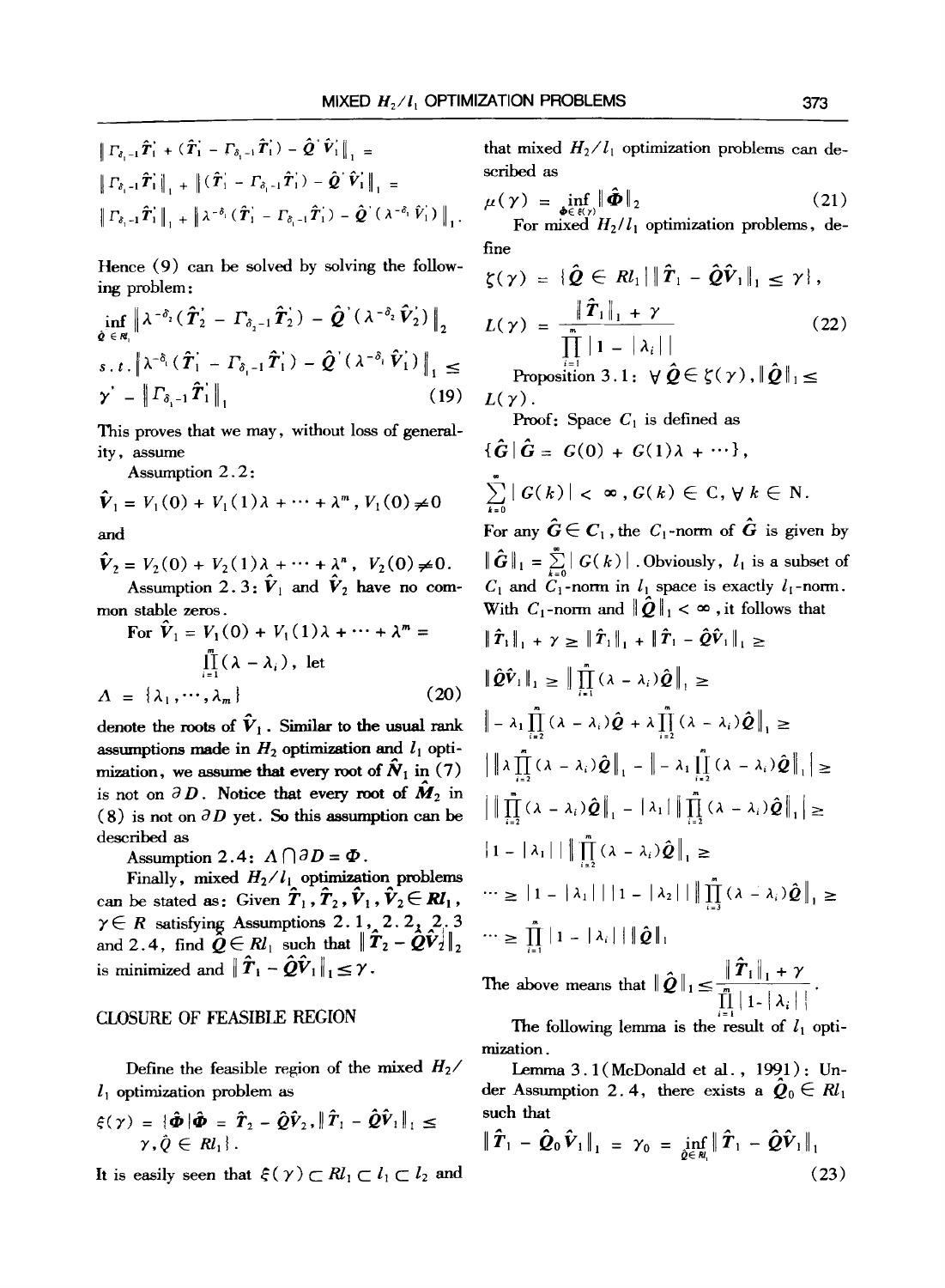$$\|\Gamma_{\delta_1-1}\hat{T}_1' + (\hat{T}_1' - \Gamma_{\delta_1-1}\hat{T}_1') - \hat{Q}'\hat{V}_1'\|_1 =$$

$$\|\Gamma_{\delta_1-1}\hat{T}_1'\|_1 + \|(\hat{T}_1' - \Gamma_{\delta_1-1}\hat{T}_1') - \hat{Q}'\hat{V}_1'\|_1 =$$

$$\|\Gamma_{\delta_1-1}\hat{T}_1'\|_1 + \|\lambda^{-\delta_1}(\hat{T}_1' - \Gamma_{\delta_1-1}\hat{T}_1') - \hat{Q}'(\lambda^{-\delta_1}\hat{V}_1')\|_1.$$

Hence (9) can be solved by solving the following problem:

$$\inf_{\hat{Q}\in Rl_1}\|\lambda^{-\delta_2}(\hat{T}_2' - \Gamma_{\delta_2-1}\hat{T}_2') - \hat{Q}'(\lambda^{-\delta_2}\hat{V}_2')\|_2$$

$$s.t.\ \|\lambda^{-\delta_1}(\hat{T}_1' - \Gamma_{\delta_1-1}\hat{T}_1') - \hat{Q}'(\lambda^{-\delta_1}\hat{V}_1')\|_1 \le \gamma' - \|\Gamma_{\delta_1-1}\hat{T}_1'\|_1 \tag{19}$$

This proves that we may, without loss of generality, assume

Assumption 2.2:

$$\hat{V}_1 = V_1(0) + V_1(1)\lambda + \cdots + \lambda^m,\ V_1(0) \ne 0$$

and

$$\hat{V}_2 = V_2(0) + V_2(1)\lambda + \cdots + \lambda^n,\ V_2(0) \ne 0.$$

Assumption 2.3: $\hat{V}_1$ and $\hat{V}_2$ have no common stable zeros.

For $\hat{V}_1 = V_1(0) + V_1(1)\lambda + \cdots + \lambda^m = \prod_{i=1}^{m}(\lambda - \lambda_i)$, let

$$\Lambda = \{\lambda_1, \cdots, \lambda_m\} \tag{20}$$

denote the roots of $\hat{V}_1$. Similar to the usual rank assumptions made in $H_2$ optimization and $l_1$ optimization, we assume that every root of $\hat{N}_1$ in (7) is not on $\partial D$. Notice that every root of $\hat{M}_2$ in (8) is not on $\partial D$ yet. So this assumption can be described as

Assumption 2.4: $\Lambda \cap \partial D = \Phi$.

Finally, mixed $H_2/l_1$ optimization problems can be stated as: Given $\hat{T}_1, \hat{T}_2, \hat{V}_1, \hat{V}_2 \in Rl_1$, $\gamma \in R$ satisfying Assumptions 2.1, 2.2, 2.3 and 2.4, find $\hat{Q} \in Rl_1$ such that $\|\hat{T}_2 - \hat{Q}\hat{V}_2\|_2$ is minimized and $\|\hat{T}_1 - \hat{Q}\hat{V}_1\|_1 \le \gamma$.

## CLOSURE OF FEASIBLE REGION

Define the feasible region of the mixed $H_2/l_1$ optimization problem as

$$\xi(\gamma) = \{\hat{\Phi} | \hat{\Phi} = \hat{T}_2 - \hat{Q}\hat{V}_2, \|\hat{T}_1 - \hat{Q}\hat{V}_1\|_1 \le \gamma, \hat{Q} \in Rl_1\}.$$

It is easily seen that $\xi(\gamma) \subset Rl_1 \subset l_1 \subset l_2$ and that mixed $H_2/l_1$ optimization problems can described as

$$\mu(\gamma) = \inf_{\Phi \in \xi(\gamma)} \|\hat{\Phi}\|_2 \tag{21}$$

For mixed $H_2/l_1$ optimization problems, define

$$\zeta(\gamma) = \{\hat{Q} \in Rl_1 | \|\hat{T}_1 - \hat{Q}\hat{V}_1\|_1 \le \gamma\},$$

$$L(\gamma) = \frac{\|\hat{T}_1\|_1 + \gamma}{\prod_{i=1}^{m}|1 - |\lambda_i||} \tag{22}$$

Proposition 3.1: $\forall \hat{Q} \in \zeta(\gamma), \|\hat{Q}\|_1 \le L(\gamma)$.

Proof: Space $C_1$ is defined as

$$\{\hat{G} | \hat{G} = G(0) + G(1)\lambda + \cdots\},$$

$$\sum_{k=0}^{\infty}|G(k)| < \infty, G(k) \in C, \forall k \in N.$$

For any $\hat{G} \in C_1$, the $C_1$-norm of $\hat{G}$ is given by $\|\hat{G}\|_1 = \sum_{k=0}^{\infty}|G(k)|$. Obviously, $l_1$ is a subset of $C_1$ and $C_1$-norm in $l_1$ space is exactly $l_1$-norm. With $C_1$-norm and $\|\hat{Q}\|_1 < \infty$, it follows that

$$\|\hat{T}_1\|_1 + \gamma \ge \|\hat{T}_1\|_1 + \|\hat{T}_1 - \hat{Q}\hat{V}_1\|_1 \ge$$

$$\|\hat{Q}\hat{V}_1\|_1 \ge \|\prod_{i=1}^{m}(\lambda - \lambda_i)\hat{Q}\|_1 \ge$$

$$\|-\lambda_1\prod_{i=2}^{m}(\lambda - \lambda_i)\hat{Q} + \lambda\prod_{i=2}^{m}(\lambda - \lambda_i)\hat{Q}\|_1 \ge$$

$$|\|\lambda\prod_{i=2}^{m}(\lambda - \lambda_i)\hat{Q}\|_1 - \|-\lambda_1\prod_{i=2}^{m}(\lambda - \lambda_i)\hat{Q}\|_1| \ge$$

$$|\|\prod_{i=2}^{m}(\lambda - \lambda_i)\hat{Q}\|_1 - |\lambda_1|\|\prod_{i=2}^{m}(\lambda - \lambda_i)\hat{Q}\|_1| \ge$$

$$|1 - |\lambda_1||\|\prod_{i=2}^{m}(\lambda - \lambda_i)\hat{Q}\|_1 \ge$$

$$\cdots \ge |1 - |\lambda_1||\,|1 - |\lambda_2||\|\prod_{i=3}^{m}(\lambda - \lambda_i)\hat{Q}\|_1 \ge$$

$$\cdots \ge \prod_{i=1}^{m}|1 - |\lambda_i||\|\hat{Q}\|_1$$

The above means that $\|\hat{Q}\|_1 \le \frac{\|\hat{T}_1\|_1 + \gamma}{\prod_{i=1}^{m}|1 - |\lambda_i||}$.

The following lemma is the result of $l_1$ optimization.

Lemma 3.1 (McDonald et al., 1991): Under Assumption 2.4, there exists a $\hat{Q}_0 \in Rl_1$ such that

$$\|\hat{T}_1 - \hat{Q}_0\hat{V}_1\|_1 = \gamma_0 = \inf_{\hat{Q}\in Rl_1}\|\hat{T}_1 - \hat{Q}\hat{V}_1\|_1 \tag{23}$$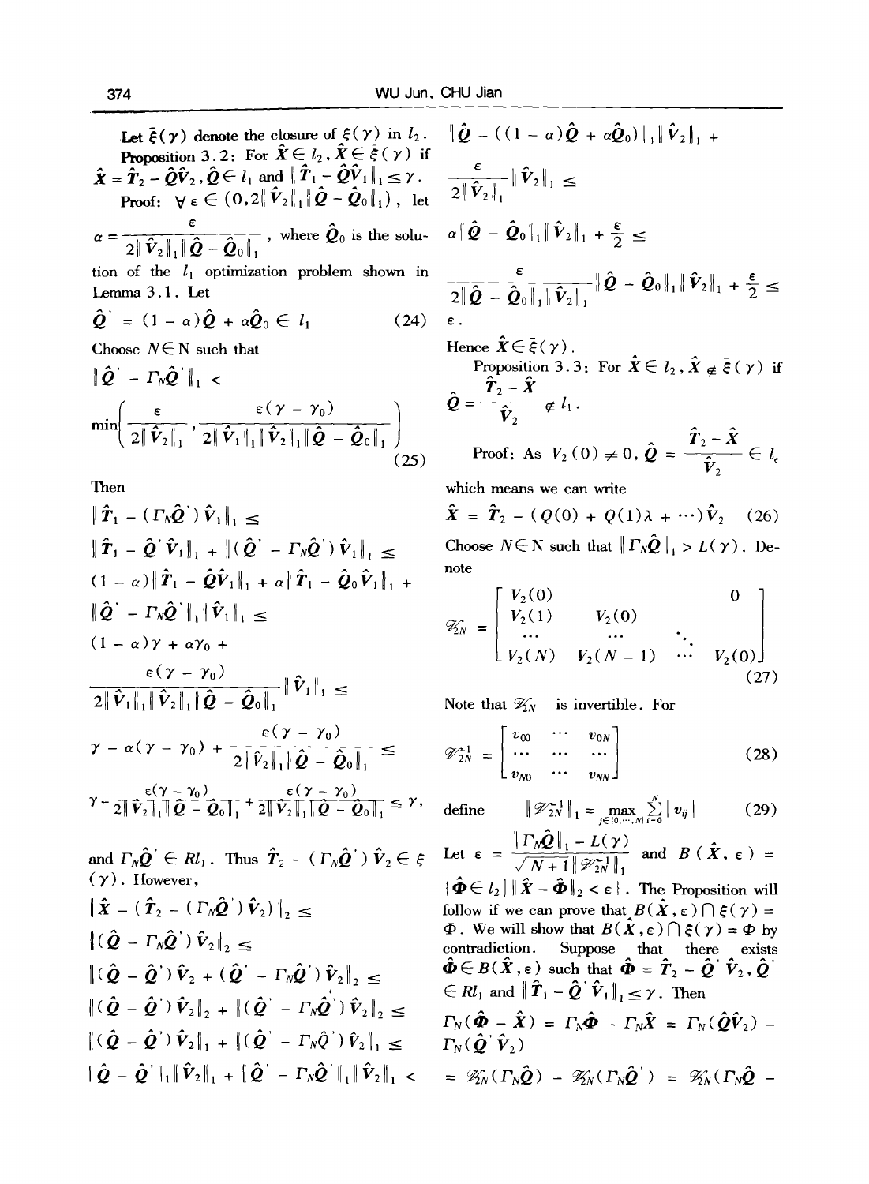Let $\bar{\xi}(\gamma)$ denote the closure of $\xi(\gamma)$ in $l_2$.

**Proposition 3.2:** For $\hat{X} \in l_2, \hat{X} \in \bar{\xi}(\gamma)$ if $\hat{X} = \hat{T}_2 - \hat{Q}\hat{V}_2, \hat{Q} \in l_1$ and $\|\hat{T}_1 - \hat{Q}\hat{V}_1\|_1 \leq \gamma$.

**Proof:** $\forall \varepsilon \in (0, 2\|\hat{V}_2\|_1 \|\hat{Q} - \hat{Q}_0\|_1)$, let $\alpha = \dfrac{\varepsilon}{2\|\hat{V}_2\|_1 \|\hat{Q} - \hat{Q}_0\|_1}$, where $\hat{Q}_0$ is the solution of the $l_1$ optimization problem shown in Lemma 3.1. Let

$$\hat{Q}' = (1-\alpha)\hat{Q} + \alpha\hat{Q}_0 \in l_1 \tag{24}$$

Choose $N \in \mathbb{N}$ such that

$$\|\hat{Q}' - \Gamma_N \hat{Q}'\|_1 < \min\left( \frac{\varepsilon}{2\|\hat{V}_2\|_1}, \frac{\varepsilon(\gamma - \gamma_0)}{2\|\hat{V}_1\|_1 \|\hat{V}_2\|_1 \|\hat{Q} - \hat{Q}_0\|_1} \right) \tag{25}$$

Then

$$\begin{aligned}
&\|\hat{T}_1 - (\Gamma_N \hat{Q}')\hat{V}_1\|_1 \leq \\
&\|\hat{T}_1 - \hat{Q}'\hat{V}_1\|_1 + \|(\hat{Q}' - \Gamma_N\hat{Q}')\hat{V}_1\|_1 \leq \\
&(1-\alpha)\|\hat{T}_1 - \hat{Q}\hat{V}_1\|_1 + \alpha\|\hat{T}_1 - \hat{Q}_0\hat{V}_1\|_1 + \\
&\|\hat{Q}' - \Gamma_N\hat{Q}'\|_1 \|\hat{V}_1\|_1 \leq \\
&(1-\alpha)\gamma + \alpha\gamma_0 + \\
&\frac{\varepsilon(\gamma - \gamma_0)}{2\|\hat{V}_1\|_1 \|\hat{V}_2\|_1 \|\hat{Q} - \hat{Q}_0\|_1} \|\hat{V}_1\|_1 \leq \\
&\gamma - \alpha(\gamma - \gamma_0) + \frac{\varepsilon(\gamma - \gamma_0)}{2\|\hat{V}_2\|_1 \|\hat{Q} - \hat{Q}_0\|_1} \leq \\
&\gamma - \frac{\varepsilon(\gamma - \gamma_0)}{2\|\hat{V}_2\|_1 \|\hat{Q} - \hat{Q}_0\|_1} + \frac{\varepsilon(\gamma - \gamma_0)}{2\|\hat{V}_2\|_1 \|\hat{Q} - \hat{Q}_0\|_1} \leq \gamma,
\end{aligned}$$

and $\Gamma_N \hat{Q}' \in Rl_1$. Thus $\hat{T}_2 - (\Gamma_N\hat{Q}')\hat{V}_2 \in \xi(\gamma)$. However,

$$\begin{aligned}
&\|\hat{X} - (\hat{T}_2 - (\Gamma_N\hat{Q}')\hat{V}_2)\|_2 \leq \\
&\|(\hat{Q} - \Gamma_N\hat{Q}')\hat{V}_2\|_2 \leq \\
&\|(\hat{Q} - \hat{Q}')\hat{V}_2 + (\hat{Q}' - \Gamma_N\hat{Q}')\hat{V}_2\|_2 \leq \\
&\|(\hat{Q} - \hat{Q}')\hat{V}_2\|_2 + \|(\hat{Q}' - \Gamma_N\hat{Q}')\hat{V}_2\|_2 \leq \\
&\|(\hat{Q} - \hat{Q}')\hat{V}_2\|_1 + \|(\hat{Q}' - \Gamma_N\hat{Q}')\hat{V}_2\|_1 \leq \\
&\|\hat{Q} - \hat{Q}'\|_1 \|\hat{V}_2\|_1 + \|\hat{Q}' - \Gamma_N\hat{Q}'\|_1 \|\hat{V}_2\|_1 < \\
&\|\hat{Q} - ((1-\alpha)\hat{Q} + \alpha\hat{Q}_0)\|_1 \|\hat{V}_2\|_1 + \\
&\frac{\varepsilon}{2\|\hat{V}_2\|_1}\|\hat{V}_2\|_1 \leq \\
&\alpha\|\hat{Q} - \hat{Q}_0\|_1 \|\hat{V}_2\|_1 + \frac{\varepsilon}{2} \leq \\
&\frac{\varepsilon}{2\|\hat{Q} - \hat{Q}_0\|_1 \|\hat{V}_2\|_1} \|\hat{Q} - \hat{Q}_0\|_1 \|\hat{V}_2\|_1 + \frac{\varepsilon}{2} \leq \\
&\varepsilon.
\end{aligned}$$

Hence $\hat{X} \in \bar{\xi}(\gamma)$.

**Proposition 3.3:** For $\hat{X} \in l_2, \hat{X} \notin \bar{\xi}(\gamma)$ if $\hat{Q} = \dfrac{\hat{T}_2 - \hat{X}}{\hat{V}_2} \notin l_1$.

**Proof:** As $V_2(0) \neq 0$, $\hat{Q} = \dfrac{\hat{T}_2 - \hat{X}}{\hat{V}_2} \in l_e$ which means we can write

$$\hat{X} = \hat{T}_2 - (Q(0) + Q(1)\lambda + \cdots)\hat{V}_2 \tag{26}$$

Choose $N \in \mathbb{N}$ such that $\|\Gamma_N\hat{Q}\|_1 > L(\gamma)$. Denote

$$\mathscr{V}_{2N} = \begin{bmatrix} V_2(0) & & & 0 \\ V_2(1) & V_2(0) & & \\ \cdots & \cdots & \ddots & \\ V_2(N) & V_2(N-1) & \cdots & V_2(0) \end{bmatrix} \tag{27}$$

Note that $\mathscr{V}_{2N}$ is invertible. For

$$\mathscr{V}_{2N}^{-1} = \begin{bmatrix} v_{00} & \cdots & v_{0N} \\ \cdots & \cdots & \cdots \\ v_{N0} & \cdots & v_{NN} \end{bmatrix} \tag{28}$$

define

$$\|\mathscr{V}_{2N}^{-1}\|_1 = \max_{j \in \{0,\cdots,N\}} \sum_{i=0}^{N} |v_{ij}| \tag{29}$$

Let $\varepsilon = \dfrac{\|\Gamma_N\hat{Q}\|_1 - L(\gamma)}{\sqrt{N+1}\,\|\mathscr{V}_{2N}^{-1}\|_1}$ and $B(\hat{X}, \varepsilon) = \{\hat{\Phi} \in l_2 \mid \|\hat{X} - \hat{\Phi}\|_2 < \varepsilon\}$. The Proposition will follow if we can prove that $B(\hat{X}, \varepsilon) \cap \xi(\gamma) = \Phi$. We will show that $B(\hat{X}, \varepsilon) \cap \xi(\gamma) = \Phi$ by contradiction. Suppose that there exists $\hat{\Phi} \in B(\hat{X}, \varepsilon)$ such that $\hat{\Phi} = \hat{T}_2 - \hat{Q}'\hat{V}_2, \hat{Q}' \in Rl_1$ and $\|\hat{T}_1 - \hat{Q}'\hat{V}_1\|_1 \leq \gamma$. Then

$$\begin{aligned}
\Gamma_N(\hat{\Phi} - \hat{X}) &= \Gamma_N\hat{\Phi} - \Gamma_N\hat{X} = \Gamma_N(\hat{Q}\hat{V}_2) - \Gamma_N(\hat{Q}'\hat{V}_2) \\
&= \mathscr{V}_{2N}(\Gamma_N\hat{Q}) - \mathscr{V}_{2N}(\Gamma_N\hat{Q}') = \mathscr{V}_{2N}(\Gamma_N\hat{Q} -
\end{aligned}$$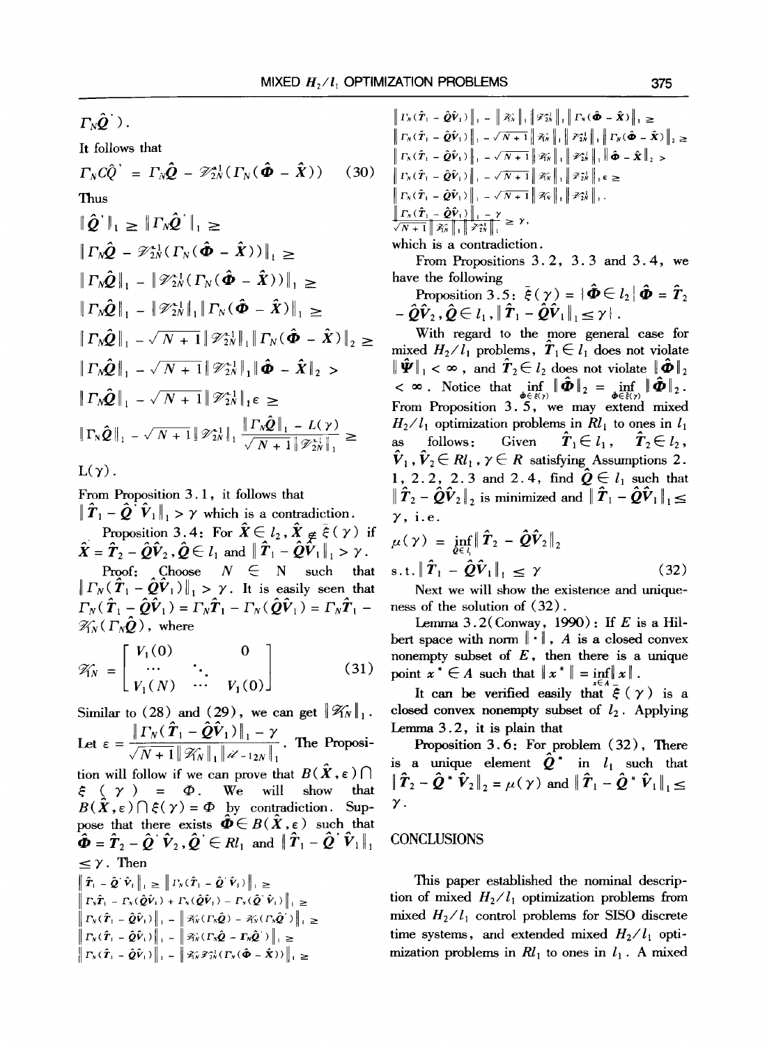$\Gamma_N \hat{Q}'$).

It follows that

$$\Gamma_N C \hat{Q}' = \Gamma_N \hat{Q} - \mathscr{V}_{2N}^{+1}(\Gamma_N(\hat{\Phi} - \hat{X})) \quad (30)$$

Thus

$$\|\hat{Q}'\|_1 \geq \|\Gamma_N \hat{Q}'\|_1 \geq$$

$$\|\Gamma_N \hat{Q} - \mathscr{V}_{2N}^{+1}(\Gamma_N(\hat{\Phi} - \hat{X}))\|_1 \geq$$

$$\|\Gamma_N \hat{Q}\|_1 - \|\mathscr{V}_{2N}^{+1}(\Gamma_N(\hat{\Phi} - \hat{X}))\|_1 \geq$$

$$\|\Gamma_N \hat{Q}\|_1 - \|\mathscr{V}_{2N}^{+1}\|_1 \|\Gamma_N(\hat{\Phi} - \hat{X})\|_1 \geq$$

$$\|\Gamma_N \hat{Q}\|_1 - \sqrt{N+1}\|\mathscr{V}_{2N}^{+1}\|_1 \|\Gamma_N(\hat{\Phi} - \hat{X})\|_2 \geq$$

$$\|\Gamma_N \hat{Q}\|_1 - \sqrt{N+1}\|\mathscr{V}_{2N}^{+1}\|_1 \|\hat{\Phi} - \hat{X}\|_2 >$$

$$\|\Gamma_N \hat{Q}\|_1 - \sqrt{N+1}\|\mathscr{V}_{2N}^{+1}\|_1 \varepsilon \geq$$

$$\|\Gamma_N \hat{Q}\|_1 - \sqrt{N+1}\|\mathscr{V}_{2N}^{+1}\|_1 \frac{\|\Gamma_N \hat{Q}\|_1 - L(\gamma)}{\sqrt{N+1}\|\mathscr{V}_{2N}^{+1}\|_1} \geq$$

$L(\gamma)$.

From Proposition 3.1, it follows that $\|\hat{T}_1 - \hat{Q}'\hat{V}_1\|_1 > \gamma$ which is a contradiction.

Proposition 3.4: For $\hat{X} \in l_2, \hat{X} \notin \xi(\gamma)$ if $\hat{X} = \hat{T}_2 - \hat{Q}\hat{V}_2, \hat{Q} \in l_1$ and $\|\hat{T}_1 - \hat{Q}\hat{V}_1\|_1 > \gamma$.

Proof: Choose $N \in \mathbb{N}$ such that $\|\Gamma_N(\hat{T}_1 - \hat{Q}\hat{V}_1)\|_1 > \gamma$. It is easily seen that $\Gamma_N(\hat{T}_1 - \hat{Q}\hat{V}_1) = \Gamma_N \hat{T}_1 - \Gamma_N(\hat{Q}\hat{V}_1) = \Gamma_N \hat{T}_1 - \mathscr{V}_{1N}(\Gamma_N \hat{Q})$, where

$$\mathscr{V}_{1N} = \begin{bmatrix} V_1(0) & & 0 \\ \cdots & \ddots & \\ V_1(N) & \cdots & V_1(0) \end{bmatrix} \quad (31)$$

Similar to (28) and (29), we can get $\|\mathscr{V}_{1N}\|_1$. Let $\varepsilon = \dfrac{\|\Gamma_N(\hat{T}_1 - \hat{Q}\hat{V}_1)\|_1 - \gamma}{\sqrt{N+1}\|\mathscr{V}_{1N}\|_1 \|\mathscr{V}_{-12N}\|_1}$. The Proposition will follow if we can prove that $B(\hat{X}, \varepsilon) \cap \xi(\gamma) = \Phi$. We will show that $B(\hat{X}, \varepsilon) \cap \xi(\gamma) = \Phi$ by contradiction. Suppose that there exists $\hat{\Phi} \in B(\hat{X}, \varepsilon)$ such that $\hat{\Phi} = \hat{T}_2 - \hat{Q}'\hat{V}_2, \hat{Q}' \in Rl_1$ and $\|\hat{T}_1 - \hat{Q}'\hat{V}_1\|_1 \leq \gamma$. Then

$$\|\hat{T}_1 - \hat{Q}'\hat{V}_1\|_1 \geq \|\Gamma_N(\hat{T}_1 - \hat{Q}'\hat{V}_1)\|_1 \geq$$

$$\|\Gamma_N \hat{T}_1 - \Gamma_N(\hat{Q}\hat{V}_1) + \Gamma_N(\hat{Q}\hat{V}_1) - \Gamma_N(\hat{Q}'\hat{V}_1)\|_1 \geq$$

$$\|\Gamma_N(\hat{T}_1 - \hat{Q}\hat{V}_1)\|_1 - \|\mathscr{V}_{1N}(\Gamma_N \hat{Q}) - \mathscr{V}_{1N}(\Gamma_N \hat{Q}')\|_1 \geq$$

$$\|\Gamma_N(\hat{T}_1 - \hat{Q}\hat{V}_1)\|_1 - \|\mathscr{V}_{1N}(\Gamma_N \hat{Q} - \Gamma_N \hat{Q}')\|_1 \geq$$

$$\|\Gamma_N(\hat{T}_1 - \hat{Q}\hat{V}_1)\|_1 - \|\mathscr{V}_{1N}\mathscr{V}_{2N}^{+1}(\Gamma_N(\hat{\Phi} - \hat{X}))\|_1 \geq$$

$$\|\Gamma_N(\hat{T}_1 - \hat{Q}\hat{V}_1)\|_1 - \|\mathscr{V}_{1N}\|_1 \|\mathscr{V}_{2N}^{+1}\|_1 \|\Gamma_N(\hat{\Phi} - \hat{X})\|_1 \geq$$

$$\|\Gamma_N(\hat{T}_1 - \hat{Q}\hat{V}_1)\|_1 - \sqrt{N+1}\|\mathscr{V}_{1N}\|_1 \|\mathscr{V}_{2N}^{+1}\|_1 \|\Gamma_N(\hat{\Phi} - \hat{X})\|_2 \geq$$

$$\|\Gamma_N(\hat{T}_1 - \hat{Q}\hat{V}_1)\|_1 - \sqrt{N+1}\|\mathscr{V}_{1N}\|_1 \|\mathscr{V}_{2N}^{+1}\|_1 \|\hat{\Phi} - \hat{X}\|_2 >$$

$$\|\Gamma_N(\hat{T}_1 - \hat{Q}\hat{V}_1)\|_1 - \sqrt{N+1}\|\mathscr{V}_{1N}\|_1 \|\mathscr{V}_{2N}^{-1}\|_1 \varepsilon \geq$$

$$\|\Gamma_N(\hat{T}_1 - \hat{Q}\hat{V}_1)\|_1 - \sqrt{N+1}\|\mathscr{V}_{1N}\|_1 \|\mathscr{V}_{2N}^{-1}\|_1 \cdot$$

$$\frac{\|\Gamma_N(\hat{T}_1 - \hat{Q}\hat{V}_1)\|_1 - \gamma}{\sqrt{N+1}\|\mathscr{V}_{1N}\|_1 \|\mathscr{V}_{2N}^{-1}\|_1} \geq \gamma,$$

which is a contradiction.

From Propositions 3.2, 3.3 and 3.4, we have the following

Proposition 3.5: $\xi(\gamma) = \{\hat{\Phi} \in l_2 \mid \hat{\Phi} = \hat{T}_2 - \hat{Q}\hat{V}_2, \hat{Q} \in l_1, \|\hat{T}_1 - \hat{Q}\hat{V}_1\|_1 \leq \gamma\}$.

With regard to the more general case for mixed $H_2/l_1$ problems, $\hat{T}_1 \in l_1$ does not violate $\|\hat{\Psi}\|_1 < \infty$, and $\hat{T}_2 \in l_2$ does not violate $\|\hat{\Phi}\|_2 < \infty$. Notice that $\inf_{\hat{\Phi} \in \xi(\gamma)} \|\hat{\Phi}\|_2 = \inf_{\hat{\Phi} \in \bar{\xi}(\gamma)} \|\hat{\Phi}\|_2$. From Proposition 3.5, we may extend mixed $H_2/l_1$ optimization problems in $Rl_1$ to ones in $l_1$ as follows: Given $\hat{T}_1 \in l_1$, $\hat{T}_2 \in l_2$, $\hat{V}_1, \hat{V}_2 \in Rl_1, \gamma \in R$ satisfying Assumptions 2.1, 2.2, 2.3 and 2.4, find $\hat{Q} \in l_1$ such that $\|\hat{T}_2 - \hat{Q}\hat{V}_2\|_2$ is minimized and $\|\hat{T}_1 - \hat{Q}\hat{V}_1\|_1 \leq \gamma$, i.e.

$$\mu(\gamma) = \inf_{\hat{Q} \in l_1} \|\hat{T}_2 - \hat{Q}\hat{V}_2\|_2$$

$$\text{s.t.} \|\hat{T}_1 - \hat{Q}\hat{V}_1\|_1 \leq \gamma \quad (32)$$

Next we will show the existence and uniqueness of the solution of (32).

Lemma 3.2 (Conway, 1990): If $E$ is a Hilbert space with norm $\|\cdot\|$, $A$ is a closed convex nonempty subset of $E$, then there is a unique point $x^* \in A$ such that $\|x^*\| = \inf_{x \in A} \|x\|$.

It can be verified easily that $\bar{\xi}(\gamma)$ is a closed convex nonempty subset of $l_2$. Applying Lemma 3.2, it is plain that

Proposition 3.6: For problem (32), There is a unique element $\hat{Q}^*$ in $l_1$ such that $\|\hat{T}_2 - \hat{Q}^*\hat{V}_2\|_2 = \mu(\gamma)$ and $\|\hat{T}_1 - \hat{Q}^*\hat{V}_1\|_1 \leq \gamma$.

## CONCLUSIONS

This paper established the nominal description of mixed $H_2/l_1$ optimization problems from mixed $H_2/l_1$ control problems for SISO discrete time systems, and extended mixed $H_2/l_1$ optimization problems in $Rl_1$ to ones in $l_1$. A mixed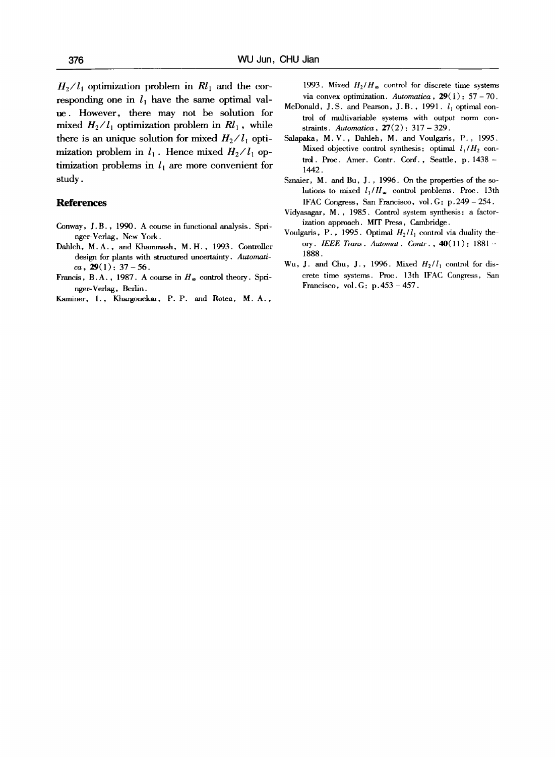$H_2/l_1$ optimization problem in $Rl_1$ and the corresponding one in $l_1$ have the same optimal value. However, there may not be solution for mixed $H_2/l_1$ optimization problem in $Rl_1$, while there is an unique solution for mixed $H_2/l_1$ optimization problem in $l_1$. Hence mixed $H_2/l_1$ optimization problems in $l_1$ are more convenient for study.

## References

Conway, J.B., 1990. A course in functional analysis. Springer-Verlag, New York.

Dahleh, M.A., and Khammash, M.H., 1993. Controller design for plants with structured uncertainty. *Automatica*, **29**(1): 37 – 56.

Francis, B.A., 1987. A course in $H_\infty$ control theory. Springer-Verlag, Berlin.

Kaminer, I., Khargonekar, P.P. and Rotea, M.A., 1993. Mixed $H_2/H_\infty$ control for discrete time systems via convex optimization. *Automatica*, **29**(1): 57 – 70.

McDonald, J.S. and Pearson, J.B., 1991. $l_1$ optimal control of multivariable systems with output norm constraints. *Automatica*, **27**(2): 317 – 329.

Salapaka, M.V., Dahleh, M. and Voulgaris, P., 1995. Mixed objective control synthesis: optimal $l_1/H_2$ control. Proc. Amer. Contr. Conf., Seattle, p. 1438 – 1442.

Sznaier, M. and Bu, J., 1996. On the properties of the solutions to mixed $l_1/H_\infty$ control problems. Proc. 13th IFAC Congress, San Francisco, vol. G: p. 249 – 254.

Vidyasagar, M., 1985. Control system synthesis: a factorization approach. MIT Press, Cambridge.

Voulgaris, P., 1995. Optimal $H_2/l_1$ control via duality theory. *IEEE Trans. Automat. Contr.*, **40**(11): 1881 – 1888.

Wu, J. and Chu, J., 1996. Mixed $H_2/l_1$ control for discrete time systems. Proc. 13th IFAC Congress, San Francisco, vol. G: p. 453 – 457.